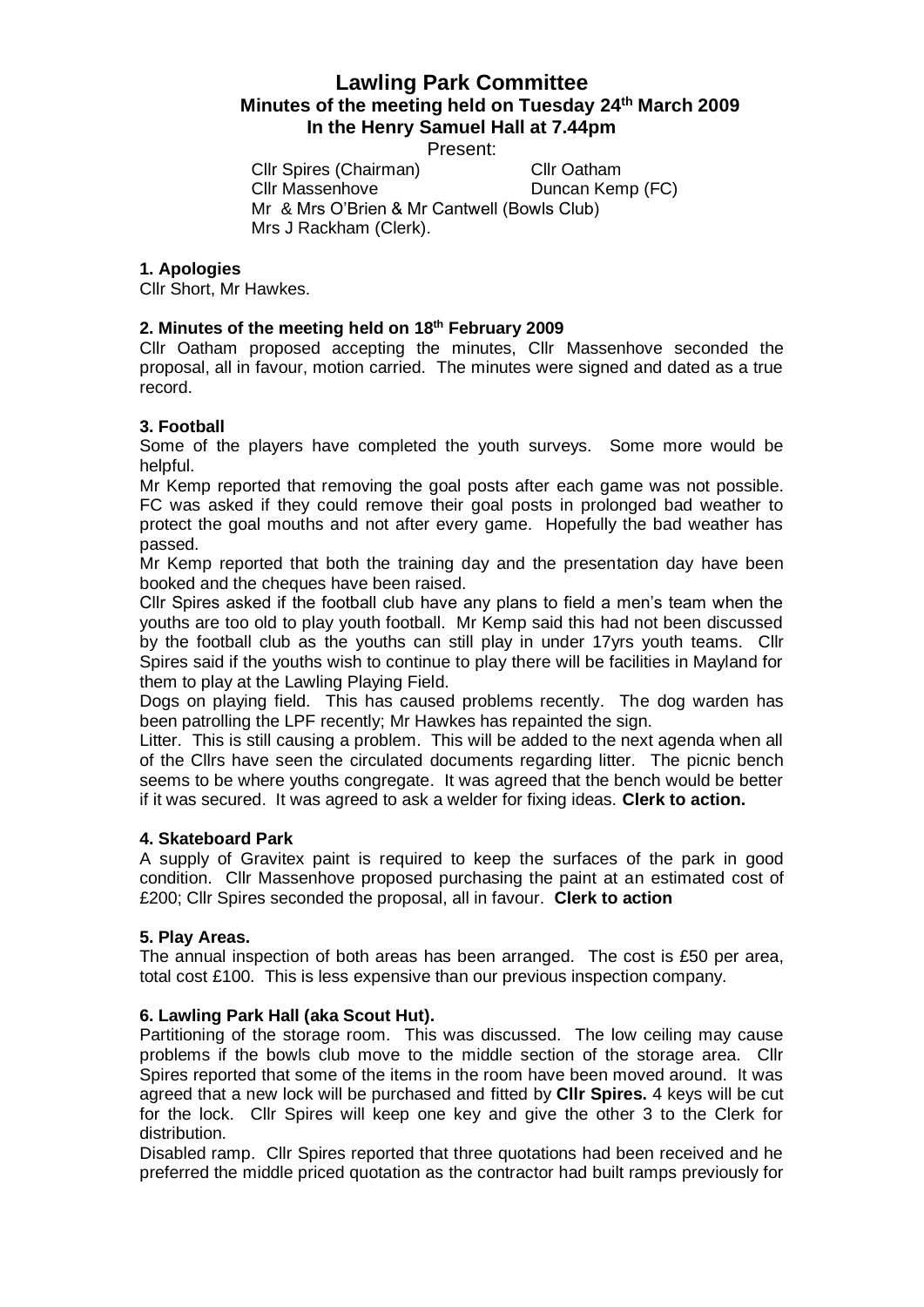# Lawling Park Committee

## Minutes of the meeting held on Tuesday 24th March 2009 In the Henry Samuel Hall at 7.44pm

Present:

Cllr Spires (Chairman) Cllr Oatham
Cllr Massenhove Duncan Kemp (FC)
Mr & Mrs O'Brien & Mr Cantwell (Bowls Club)
Mrs J Rackham (Clerk).

### 1. Apologies

Cllr Short, Mr Hawkes.

### 2. Minutes of the meeting held on 18th February 2009

Cllr Oatham proposed accepting the minutes, Cllr Massenhove seconded the proposal, all in favour, motion carried. The minutes were signed and dated as a true record.

### 3. Football

Some of the players have completed the youth surveys. Some more would be helpful.

Mr Kemp reported that removing the goal posts after each game was not possible. FC was asked if they could remove their goal posts in prolonged bad weather to protect the goal mouths and not after every game. Hopefully the bad weather has passed.

Mr Kemp reported that both the training day and the presentation day have been booked and the cheques have been raised.

Cllr Spires asked if the football club have any plans to field a men's team when the youths are too old to play youth football. Mr Kemp said this had not been discussed by the football club as the youths can still play in under 17yrs youth teams. Cllr Spires said if the youths wish to continue to play there will be facilities in Mayland for them to play at the Lawling Playing Field.

Dogs on playing field. This has caused problems recently. The dog warden has been patrolling the LPF recently; Mr Hawkes has repainted the sign.

Litter. This is still causing a problem. This will be added to the next agenda when all of the Cllrs have seen the circulated documents regarding litter. The picnic bench seems to be where youths congregate. It was agreed that the bench would be better if it was secured. It was agreed to ask a welder for fixing ideas. **Clerk to action.**

### 4. Skateboard Park

A supply of Gravitex paint is required to keep the surfaces of the park in good condition. Cllr Massenhove proposed purchasing the paint at an estimated cost of £200; Cllr Spires seconded the proposal, all in favour. **Clerk to action**

### 5. Play Areas.

The annual inspection of both areas has been arranged. The cost is £50 per area, total cost £100. This is less expensive than our previous inspection company.

### 6. Lawling Park Hall (aka Scout Hut).

Partitioning of the storage room. This was discussed. The low ceiling may cause problems if the bowls club move to the middle section of the storage area. Cllr Spires reported that some of the items in the room have been moved around. It was agreed that a new lock will be purchased and fitted by **Cllr Spires.** 4 keys will be cut for the lock. Cllr Spires will keep one key and give the other 3 to the Clerk for distribution.

Disabled ramp. Cllr Spires reported that three quotations had been received and he preferred the middle priced quotation as the contractor had built ramps previously for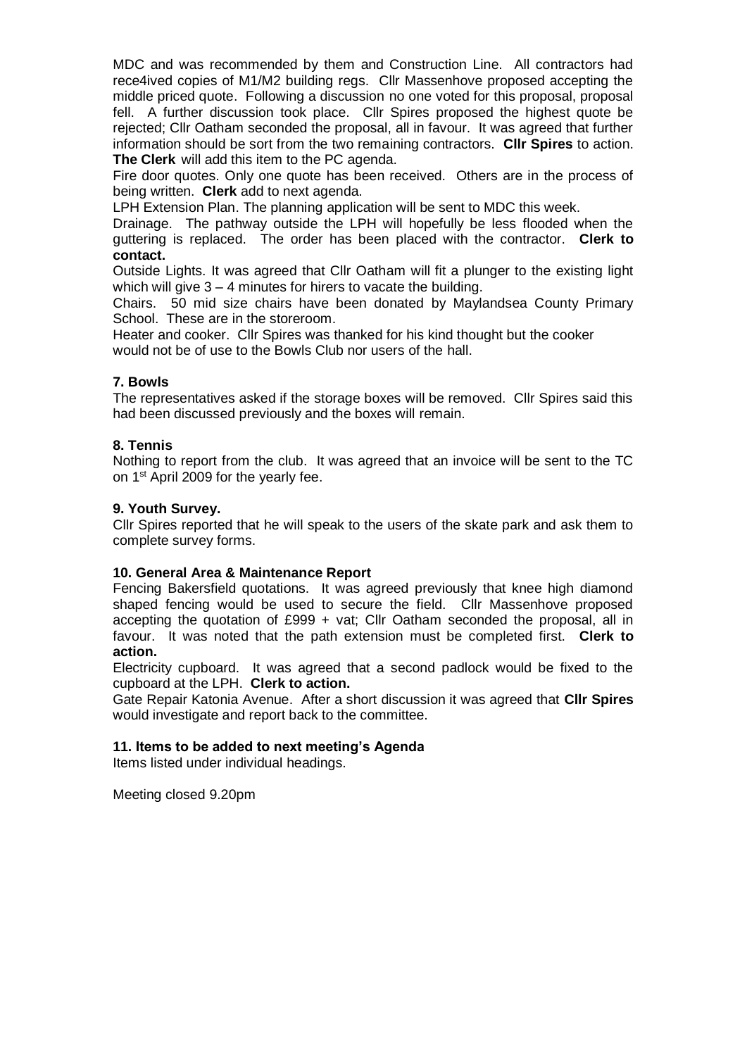MDC and was recommended by them and Construction Line. All contractors had rece4ived copies of M1/M2 building regs. Cllr Massenhove proposed accepting the middle priced quote. Following a discussion no one voted for this proposal, proposal fell. A further discussion took place. Cllr Spires proposed the highest quote be rejected; Cllr Oatham seconded the proposal, all in favour. It was agreed that further information should be sort from the two remaining contractors. **Cllr Spires** to action. **The Clerk** will add this item to the PC agenda.

Fire door quotes. Only one quote has been received. Others are in the process of being written. **Clerk** add to next agenda.

LPH Extension Plan. The planning application will be sent to MDC this week.

Drainage. The pathway outside the LPH will hopefully be less flooded when the guttering is replaced. The order has been placed with the contractor. **Clerk to contact.**

Outside Lights. It was agreed that Cllr Oatham will fit a plunger to the existing light which will give 3 – 4 minutes for hirers to vacate the building.

Chairs. 50 mid size chairs have been donated by Maylandsea County Primary School. These are in the storeroom.

Heater and cooker. Cllr Spires was thanked for his kind thought but the cooker would not be of use to the Bowls Club nor users of the hall.

### 7. Bowls

The representatives asked if the storage boxes will be removed. Cllr Spires said this had been discussed previously and the boxes will remain.

### 8. Tennis

Nothing to report from the club. It was agreed that an invoice will be sent to the TC on 1st April 2009 for the yearly fee.

### 9. Youth Survey.

Cllr Spires reported that he will speak to the users of the skate park and ask them to complete survey forms.

### 10. General Area & Maintenance Report

Fencing Bakersfield quotations. It was agreed previously that knee high diamond shaped fencing would be used to secure the field. Cllr Massenhove proposed accepting the quotation of £999 + vat; Cllr Oatham seconded the proposal, all in favour. It was noted that the path extension must be completed first. **Clerk to action.**

Electricity cupboard. It was agreed that a second padlock would be fixed to the cupboard at the LPH. **Clerk to action.**

Gate Repair Katonia Avenue. After a short discussion it was agreed that **Cllr Spires** would investigate and report back to the committee.

### 11. Items to be added to next meeting's Agenda

Items listed under individual headings.

Meeting closed 9.20pm